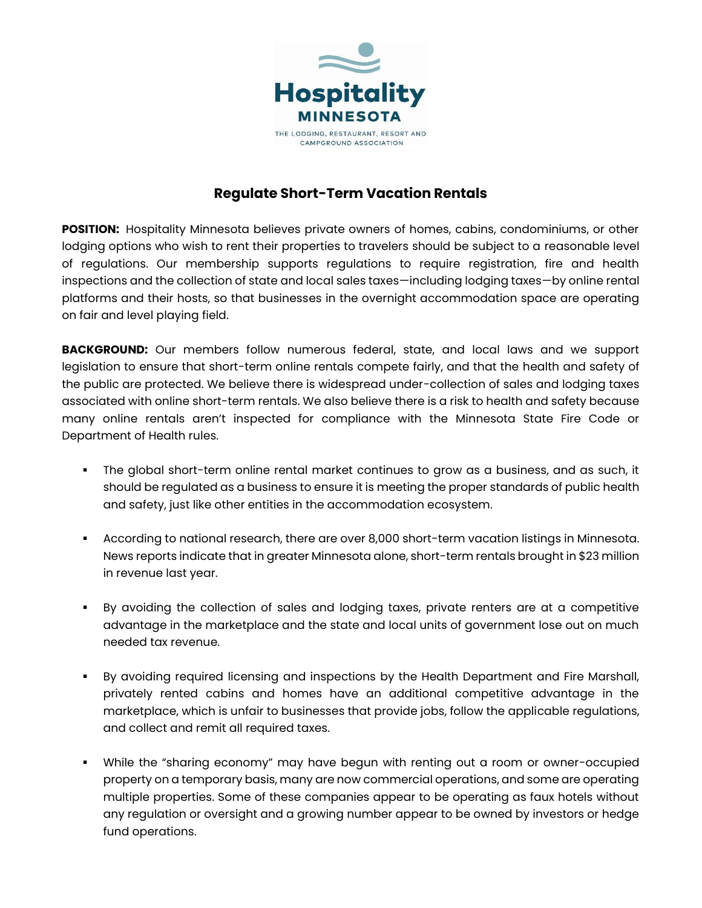Hospitality MINNESOTA

THE LODGING, RESTAURANT, RESORT AND CAMPGROUND ASSOCIATION

# Regulate Short-Term Vacation Rentals

**POSITION:** Hospitality Minnesota believes private owners of homes, cabins, condominiums, or other lodging options who wish to rent their properties to travelers should be subject to a reasonable level of regulations. Our membership supports regulations to require registration, fire and health inspections and the collection of state and local sales taxes—including lodging taxes—by online rental platforms and their hosts, so that businesses in the overnight accommodation space are operating on fair and level playing field.

**BACKGROUND:** Our members follow numerous federal, state, and local laws and we support legislation to ensure that short-term online rentals compete fairly, and that the health and safety of the public are protected. We believe there is widespread under-collection of sales and lodging taxes associated with online short-term rentals. We also believe there is a risk to health and safety because many online rentals aren't inspected for compliance with the Minnesota State Fire Code or Department of Health rules.

- The global short-term online rental market continues to grow as a business, and as such, it should be regulated as a business to ensure it is meeting the proper standards of public health and safety, just like other entities in the accommodation ecosystem.

- According to national research, there are over 8,000 short-term vacation listings in Minnesota. News reports indicate that in greater Minnesota alone, short-term rentals brought in $23 million in revenue last year.

- By avoiding the collection of sales and lodging taxes, private renters are at a competitive advantage in the marketplace and the state and local units of government lose out on much needed tax revenue.

- By avoiding required licensing and inspections by the Health Department and Fire Marshall, privately rented cabins and homes have an additional competitive advantage in the marketplace, which is unfair to businesses that provide jobs, follow the applicable regulations, and collect and remit all required taxes.

- While the "sharing economy" may have begun with renting out a room or owner-occupied property on a temporary basis, many are now commercial operations, and some are operating multiple properties. Some of these companies appear to be operating as faux hotels without any regulation or oversight and a growing number appear to be owned by investors or hedge fund operations.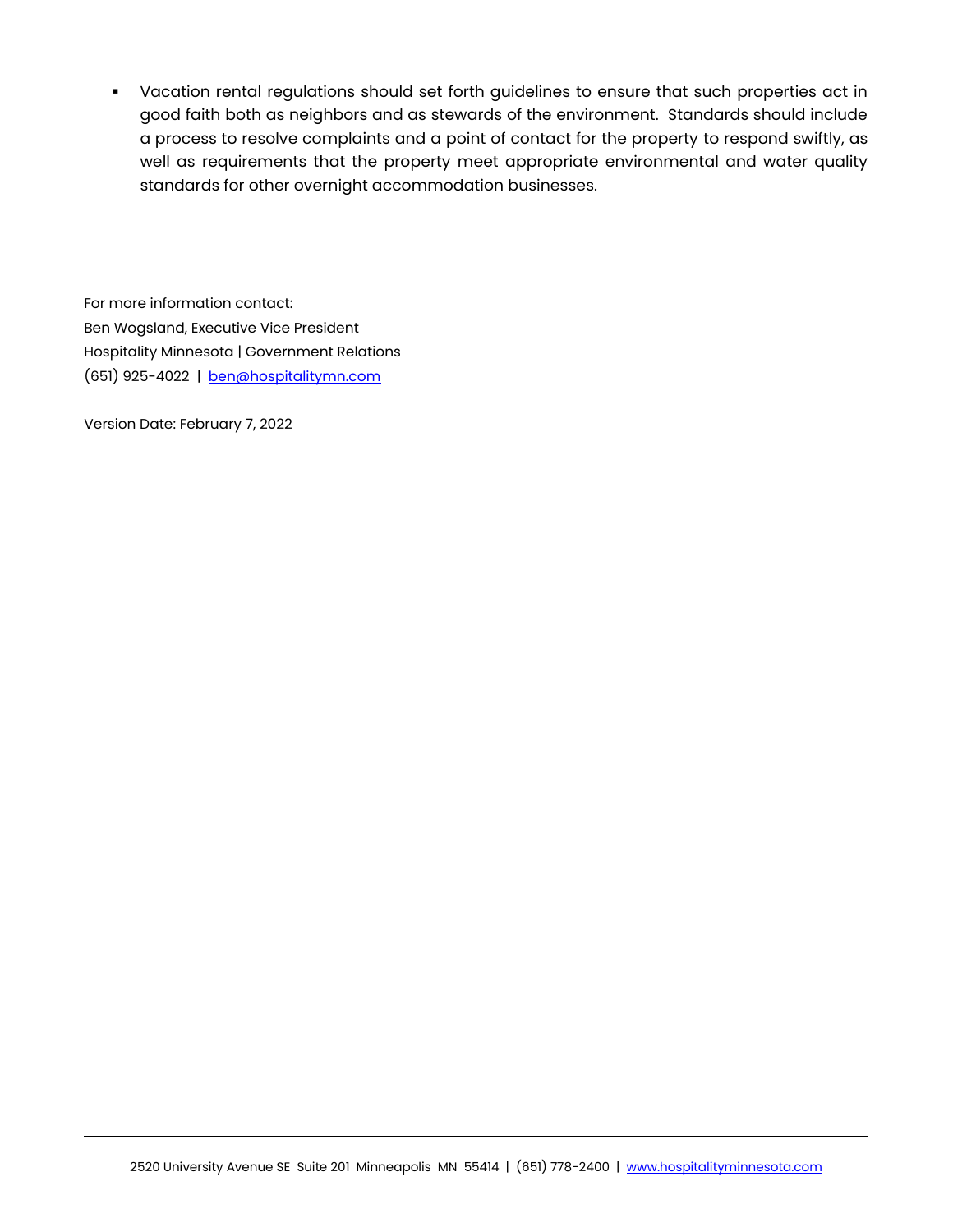- Vacation rental regulations should set forth guidelines to ensure that such properties act in good faith both as neighbors and as stewards of the environment. Standards should include a process to resolve complaints and a point of contact for the property to respond swiftly, as well as requirements that the property meet appropriate environmental and water quality standards for other overnight accommodation businesses.

For more information contact:
Ben Wogsland, Executive Vice President
Hospitality Minnesota | Government Relations
(651) 925-4022 | ben@hospitalitymn.com

Version Date: February 7, 2022

2520 University Avenue SE Suite 201 Minneapolis MN 55414 | (651) 778-2400 | www.hospitalityminnesota.com